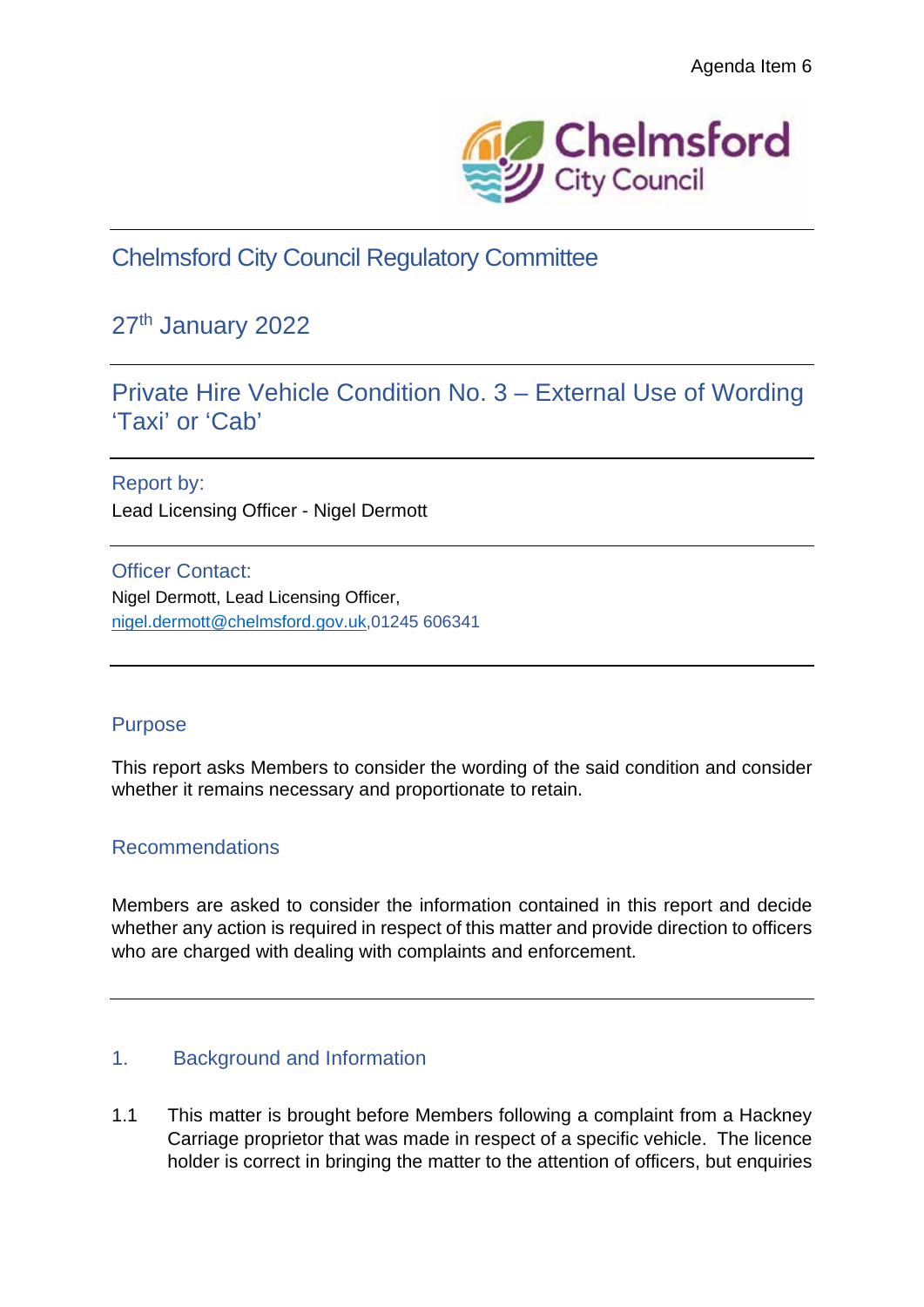Agenda Item 6

Chelmsford City Council

# Chelmsford City Council Regulatory Committee

## 27th January 2022

## Private Hire Vehicle Condition No. 3 – External Use of Wording 'Taxi' or 'Cab'

---

### Report by:

Lead Licensing Officer - Nigel Dermott

### Officer Contact:

Nigel Dermott, Lead Licensing Officer,
nigel.dermott@chelmsford.gov.uk,01245 606341

---

### Purpose

This report asks Members to consider the wording of the said condition and consider whether it remains necessary and proportionate to retain.

### Recommendations

Members are asked to consider the information contained in this report and decide whether any action is required in respect of this matter and provide direction to officers who are charged with dealing with complaints and enforcement.

---

### 1. Background and Information

1.1 This matter is brought before Members following a complaint from a Hackney Carriage proprietor that was made in respect of a specific vehicle. The licence holder is correct in bringing the matter to the attention of officers, but enquiries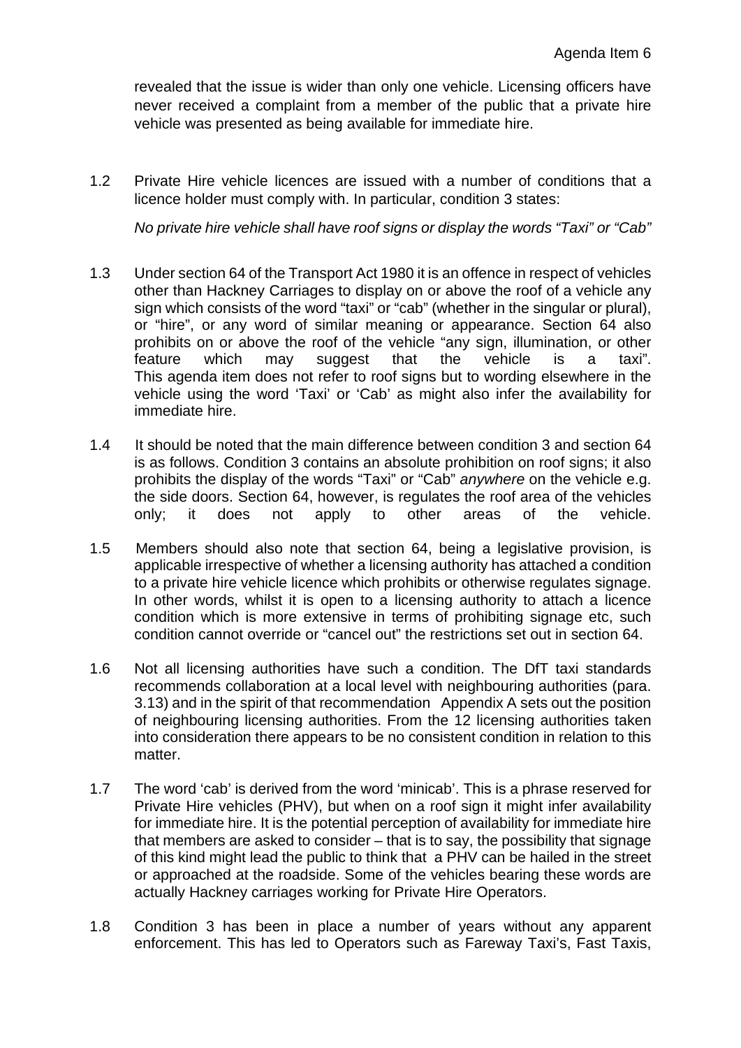revealed that the issue is wider than only one vehicle. Licensing officers have never received a complaint from a member of the public that a private hire vehicle was presented as being available for immediate hire.

1.2 Private Hire vehicle licences are issued with a number of conditions that a licence holder must comply with. In particular, condition 3 states:

*No private hire vehicle shall have roof signs or display the words "Taxi" or "Cab"*

1.3 Under section 64 of the Transport Act 1980 it is an offence in respect of vehicles other than Hackney Carriages to display on or above the roof of a vehicle any sign which consists of the word "taxi" or "cab" (whether in the singular or plural), or "hire", or any word of similar meaning or appearance. Section 64 also prohibits on or above the roof of the vehicle "any sign, illumination, or other feature which may suggest that the vehicle is a taxi". This agenda item does not refer to roof signs but to wording elsewhere in the vehicle using the word 'Taxi' or 'Cab' as might also infer the availability for immediate hire.

1.4 It should be noted that the main difference between condition 3 and section 64 is as follows. Condition 3 contains an absolute prohibition on roof signs; it also prohibits the display of the words "Taxi" or "Cab" *anywhere* on the vehicle e.g. the side doors. Section 64, however, is regulates the roof area of the vehicles only; it does not apply to other areas of the vehicle.

1.5 Members should also note that section 64, being a legislative provision, is applicable irrespective of whether a licensing authority has attached a condition to a private hire vehicle licence which prohibits or otherwise regulates signage. In other words, whilst it is open to a licensing authority to attach a licence condition which is more extensive in terms of prohibiting signage etc, such condition cannot override or "cancel out" the restrictions set out in section 64.

1.6 Not all licensing authorities have such a condition. The DfT taxi standards recommends collaboration at a local level with neighbouring authorities (para. 3.13) and in the spirit of that recommendation Appendix A sets out the position of neighbouring licensing authorities. From the 12 licensing authorities taken into consideration there appears to be no consistent condition in relation to this matter.

1.7 The word 'cab' is derived from the word 'minicab'. This is a phrase reserved for Private Hire vehicles (PHV), but when on a roof sign it might infer availability for immediate hire. It is the potential perception of availability for immediate hire that members are asked to consider – that is to say, the possibility that signage of this kind might lead the public to think that a PHV can be hailed in the street or approached at the roadside. Some of the vehicles bearing these words are actually Hackney carriages working for Private Hire Operators.

1.8 Condition 3 has been in place a number of years without any apparent enforcement. This has led to Operators such as Fareway Taxi's, Fast Taxis,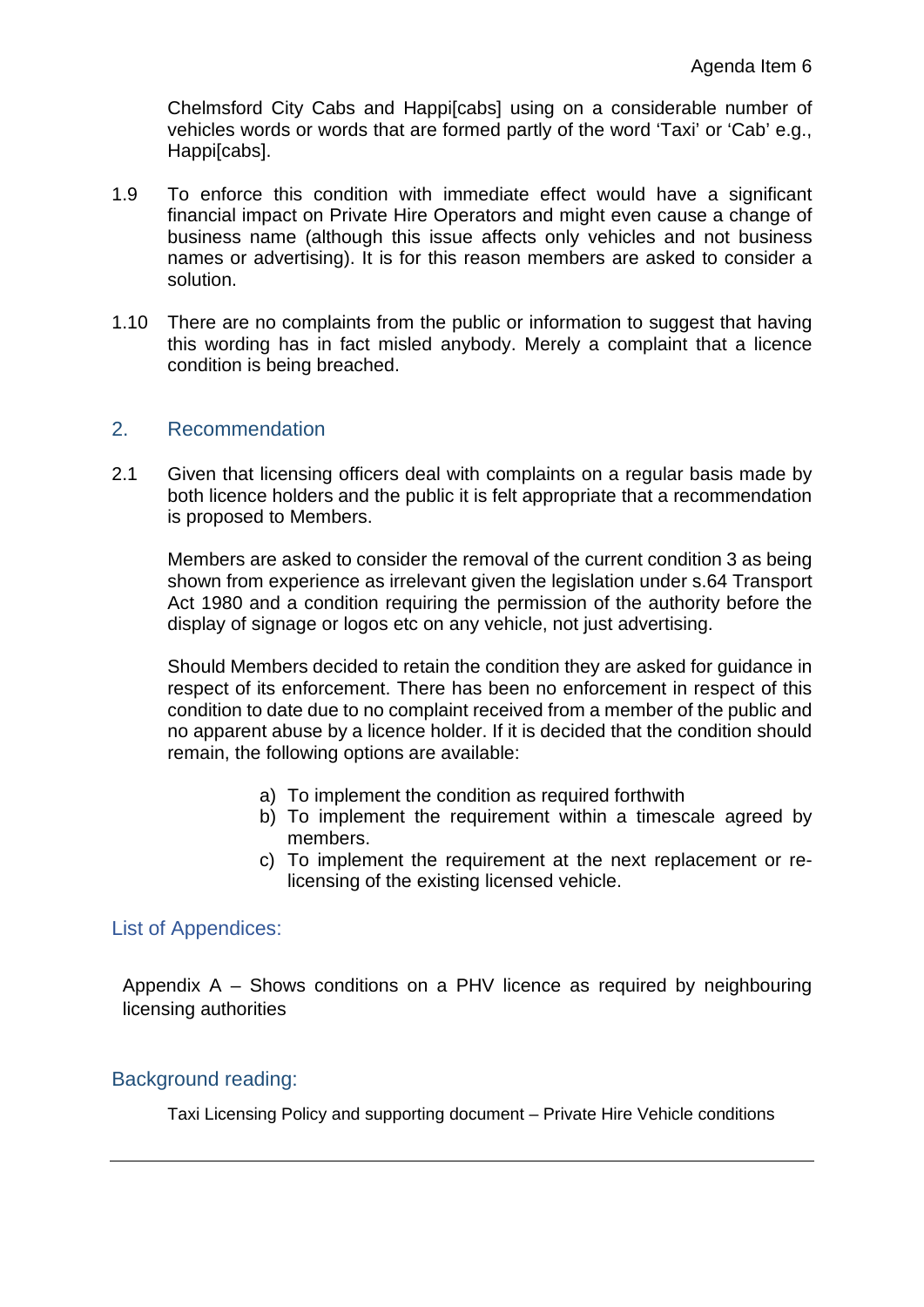Chelmsford City Cabs and Happi[cabs] using on a considerable number of vehicles words or words that are formed partly of the word 'Taxi' or 'Cab' e.g., Happi[cabs].

1.9 To enforce this condition with immediate effect would have a significant financial impact on Private Hire Operators and might even cause a change of business name (although this issue affects only vehicles and not business names or advertising). It is for this reason members are asked to consider a solution.

1.10 There are no complaints from the public or information to suggest that having this wording has in fact misled anybody. Merely a complaint that a licence condition is being breached.

## 2. Recommendation

2.1 Given that licensing officers deal with complaints on a regular basis made by both licence holders and the public it is felt appropriate that a recommendation is proposed to Members.

Members are asked to consider the removal of the current condition 3 as being shown from experience as irrelevant given the legislation under s.64 Transport Act 1980 and a condition requiring the permission of the authority before the display of signage or logos etc on any vehicle, not just advertising.

Should Members decided to retain the condition they are asked for guidance in respect of its enforcement. There has been no enforcement in respect of this condition to date due to no complaint received from a member of the public and no apparent abuse by a licence holder. If it is decided that the condition should remain, the following options are available:

a) To implement the condition as required forthwith
b) To implement the requirement within a timescale agreed by members.
c) To implement the requirement at the next replacement or re-licensing of the existing licensed vehicle.

## List of Appendices:

Appendix A – Shows conditions on a PHV licence as required by neighbouring licensing authorities

## Background reading:

Taxi Licensing Policy and supporting document – Private Hire Vehicle conditions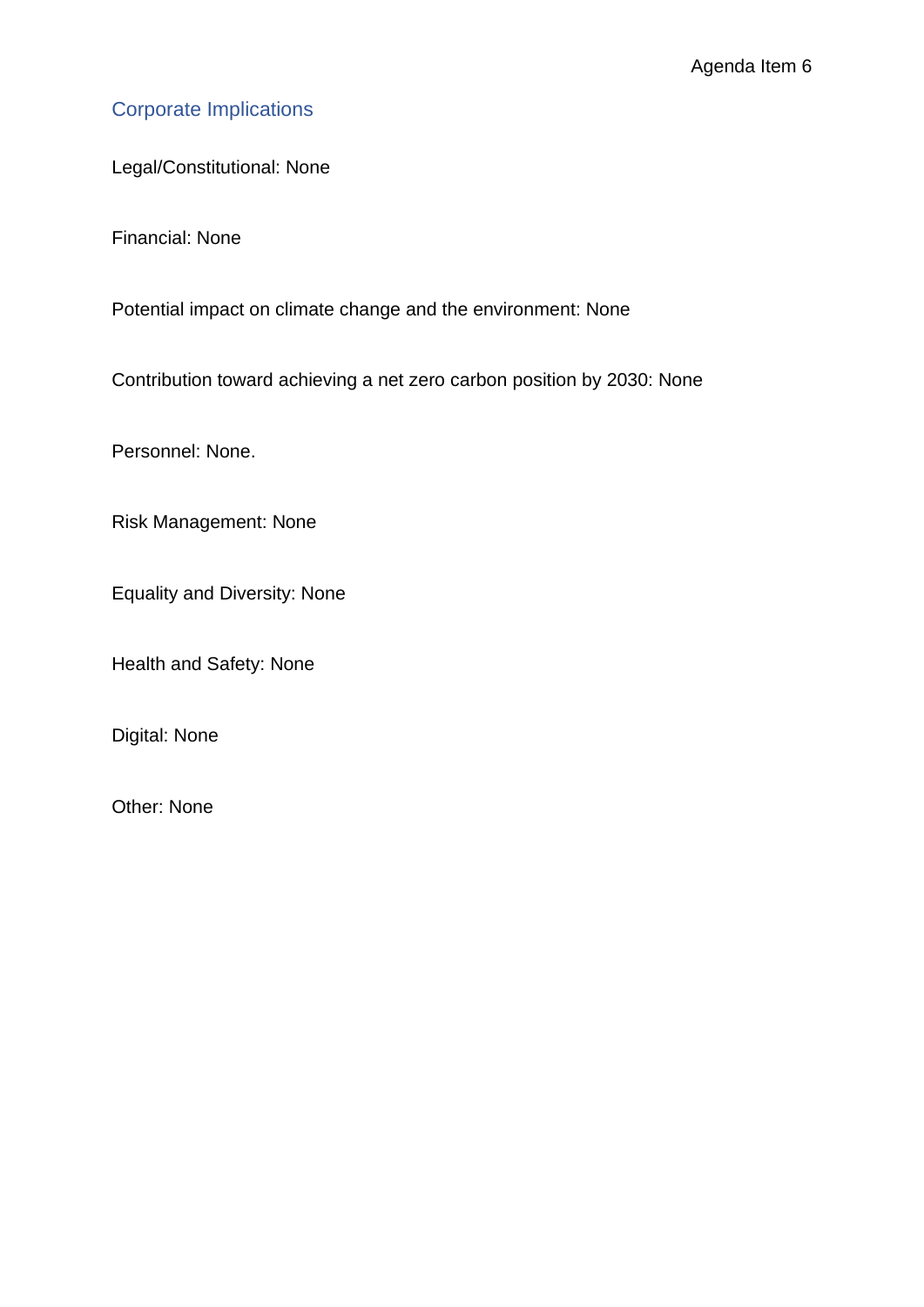Agenda Item 6

## Corporate Implications

Legal/Constitutional: None

Financial: None

Potential impact on climate change and the environment: None

Contribution toward achieving a net zero carbon position by 2030: None

Personnel: None.

Risk Management: None

Equality and Diversity: None

Health and Safety: None

Digital: None

Other: None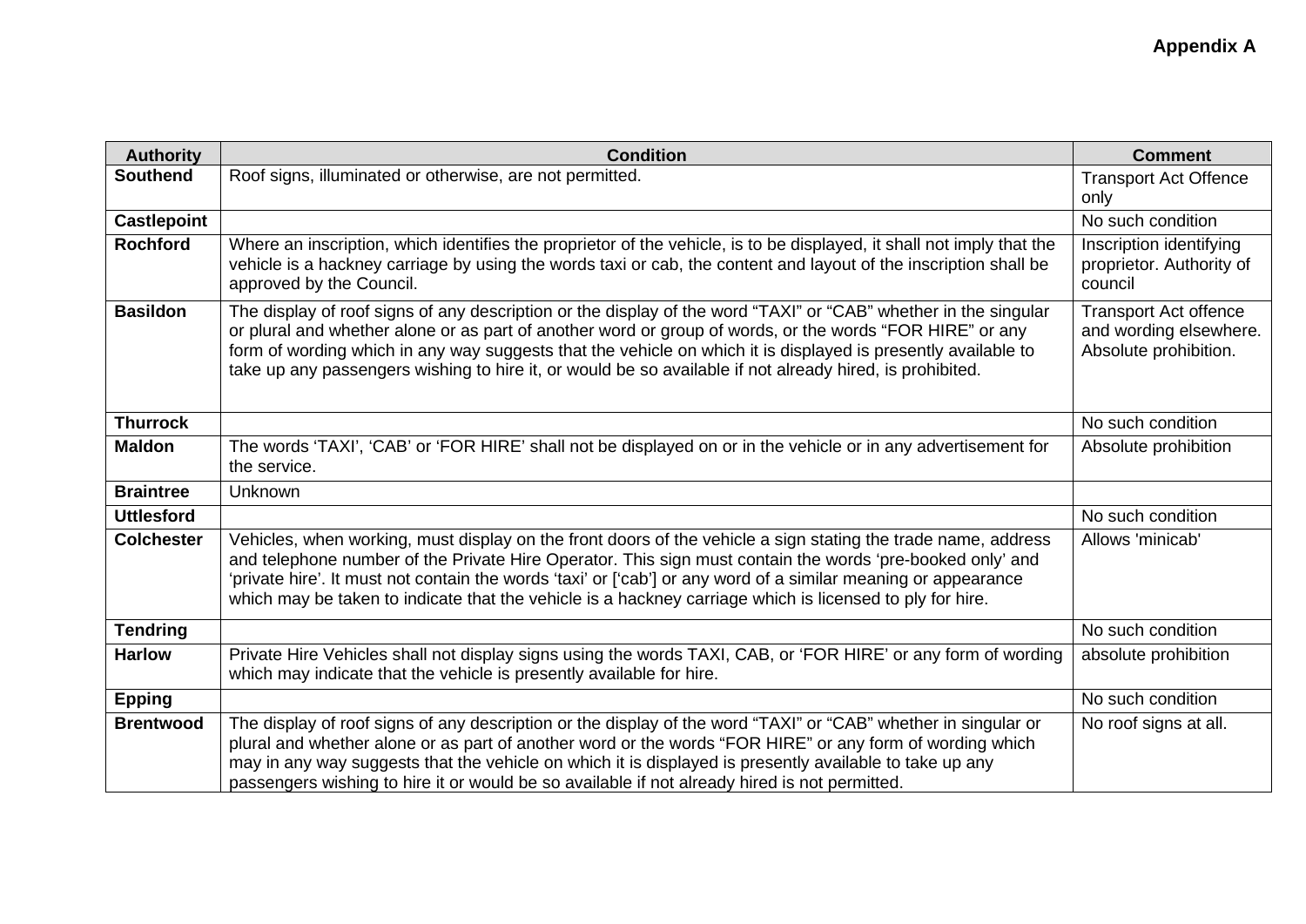**Appendix A**

| Authority | Condition | Comment |
|---|---|---|
| **Southend** | Roof signs, illuminated or otherwise, are not permitted. | Transport Act Offence only |
| **Castlepoint** | | No such condition |
| **Rochford** | Where an inscription, which identifies the proprietor of the vehicle, is to be displayed, it shall not imply that the vehicle is a hackney carriage by using the words taxi or cab, the content and layout of the inscription shall be approved by the Council. | Inscription identifying proprietor. Authority of council |
| **Basildon** | The display of roof signs of any description or the display of the word "TAXI" or "CAB" whether in the singular or plural and whether alone or as part of another word or group of words, or the words "FOR HIRE" or any form of wording which in any way suggests that the vehicle on which it is displayed is presently available to take up any passengers wishing to hire it, or would be so available if not already hired, is prohibited. | Transport Act offence and wording elsewhere. Absolute prohibition. |
| **Thurrock** | | No such condition |
| **Maldon** | The words 'TAXI', 'CAB' or 'FOR HIRE' shall not be displayed on or in the vehicle or in any advertisement for the service. | Absolute prohibition |
| **Braintree** | Unknown | |
| **Uttlesford** | | No such condition |
| **Colchester** | Vehicles, when working, must display on the front doors of the vehicle a sign stating the trade name, address and telephone number of the Private Hire Operator. This sign must contain the words 'pre-booked only' and 'private hire'. It must not contain the words 'taxi' or ['cab'] or any word of a similar meaning or appearance which may be taken to indicate that the vehicle is a hackney carriage which is licensed to ply for hire. | Allows 'minicab' |
| **Tendring** | | No such condition |
| **Harlow** | Private Hire Vehicles shall not display signs using the words TAXI, CAB, or 'FOR HIRE' or any form of wording which may indicate that the vehicle is presently available for hire. | absolute prohibition |
| **Epping** | | No such condition |
| **Brentwood** | The display of roof signs of any description or the display of the word "TAXI" or "CAB" whether in singular or plural and whether alone or as part of another word or the words "FOR HIRE" or any form of wording which may in any way suggests that the vehicle on which it is displayed is presently available to take up any passengers wishing to hire it or would be so available if not already hired is not permitted. | No roof signs at all. |